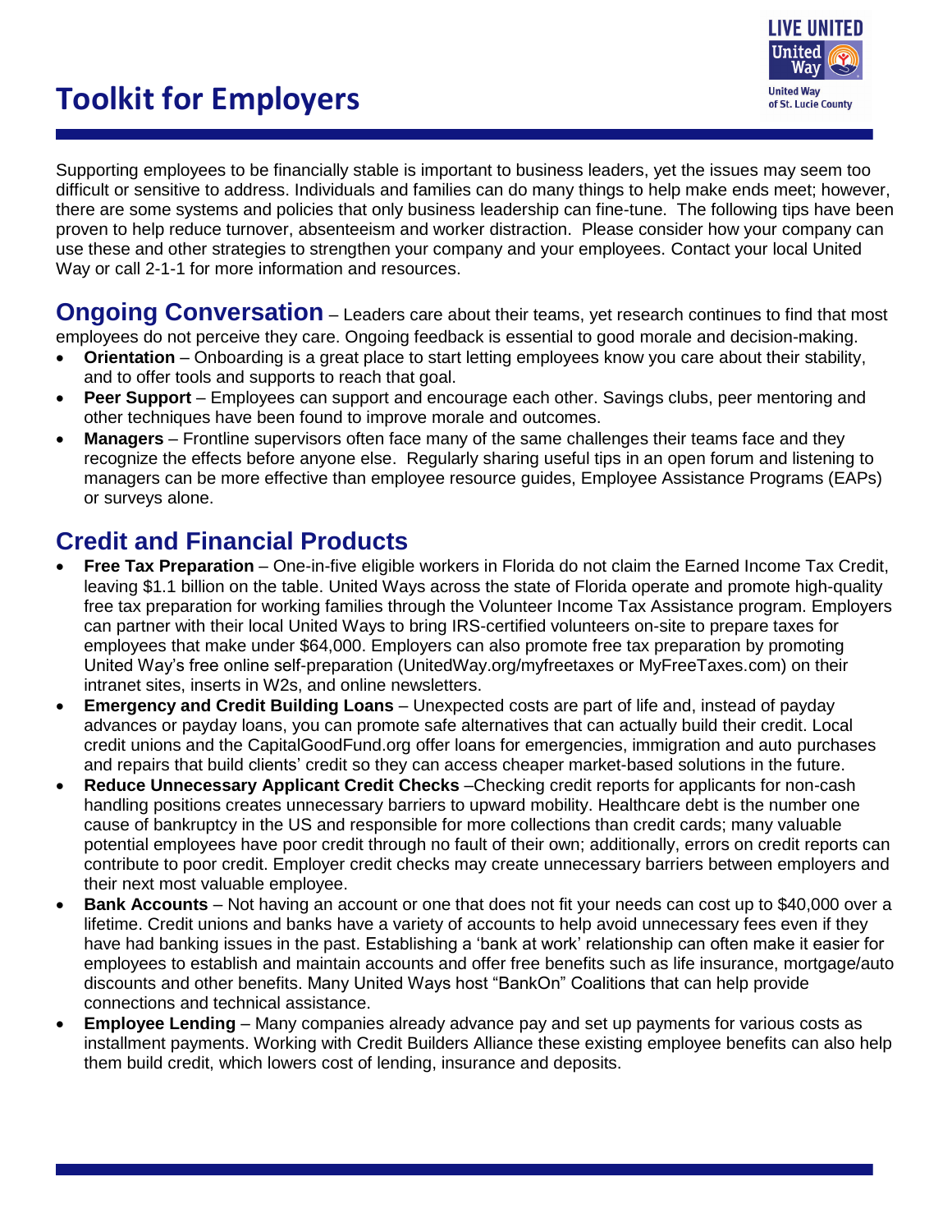# Toolkit for Employers

Supporting employees to be financially stable is important to business leaders, yet the issues may seem too difficult or sensitive to address. Individuals and families can do many things to help make ends meet; however, there are some systems and policies that only business leadership can fine-tune. The following tips have been proven to help reduce turnover, absenteeism and worker distraction. Please consider how your company can use these and other strategies to strengthen your company and your employees. Contact your local United Way or call 2-1-1 for more information and resources.

## Ongoing Conversation

– Leaders care about their teams, yet research continues to find that most employees do not perceive they care. Ongoing feedback is essential to good morale and decision-making.

- **Orientation** – Onboarding is a great place to start letting employees know you care about their stability, and to offer tools and supports to reach that goal.
- **Peer Support** – Employees can support and encourage each other. Savings clubs, peer mentoring and other techniques have been found to improve morale and outcomes.
- **Managers** – Frontline supervisors often face many of the same challenges their teams face and they recognize the effects before anyone else. Regularly sharing useful tips in an open forum and listening to managers can be more effective than employee resource guides, Employee Assistance Programs (EAPs) or surveys alone.

## Credit and Financial Products

- **Free Tax Preparation** – One-in-five eligible workers in Florida do not claim the Earned Income Tax Credit, leaving $1.1 billion on the table. United Ways across the state of Florida operate and promote high-quality free tax preparation for working families through the Volunteer Income Tax Assistance program. Employers can partner with their local United Ways to bring IRS-certified volunteers on-site to prepare taxes for employees that make under $64,000. Employers can also promote free tax preparation by promoting United Way's free online self-preparation (UnitedWay.org/myfreetaxes or MyFreeTaxes.com) on their intranet sites, inserts in W2s, and online newsletters.
- **Emergency and Credit Building Loans** – Unexpected costs are part of life and, instead of payday advances or payday loans, you can promote safe alternatives that can actually build their credit. Local credit unions and the CapitalGoodFund.org offer loans for emergencies, immigration and auto purchases and repairs that build clients' credit so they can access cheaper market-based solutions in the future.
- **Reduce Unnecessary Applicant Credit Checks** –Checking credit reports for applicants for non-cash handling positions creates unnecessary barriers to upward mobility. Healthcare debt is the number one cause of bankruptcy in the US and responsible for more collections than credit cards; many valuable potential employees have poor credit through no fault of their own; additionally, errors on credit reports can contribute to poor credit. Employer credit checks may create unnecessary barriers between employers and their next most valuable employee.
- **Bank Accounts** – Not having an account or one that does not fit your needs can cost up to $40,000 over a lifetime. Credit unions and banks have a variety of accounts to help avoid unnecessary fees even if they have had banking issues in the past. Establishing a 'bank at work' relationship can often make it easier for employees to establish and maintain accounts and offer free benefits such as life insurance, mortgage/auto discounts and other benefits. Many United Ways host "BankOn" Coalitions that can help provide connections and technical assistance.
- **Employee Lending** – Many companies already advance pay and set up payments for various costs as installment payments. Working with Credit Builders Alliance these existing employee benefits can also help them build credit, which lowers cost of lending, insurance and deposits.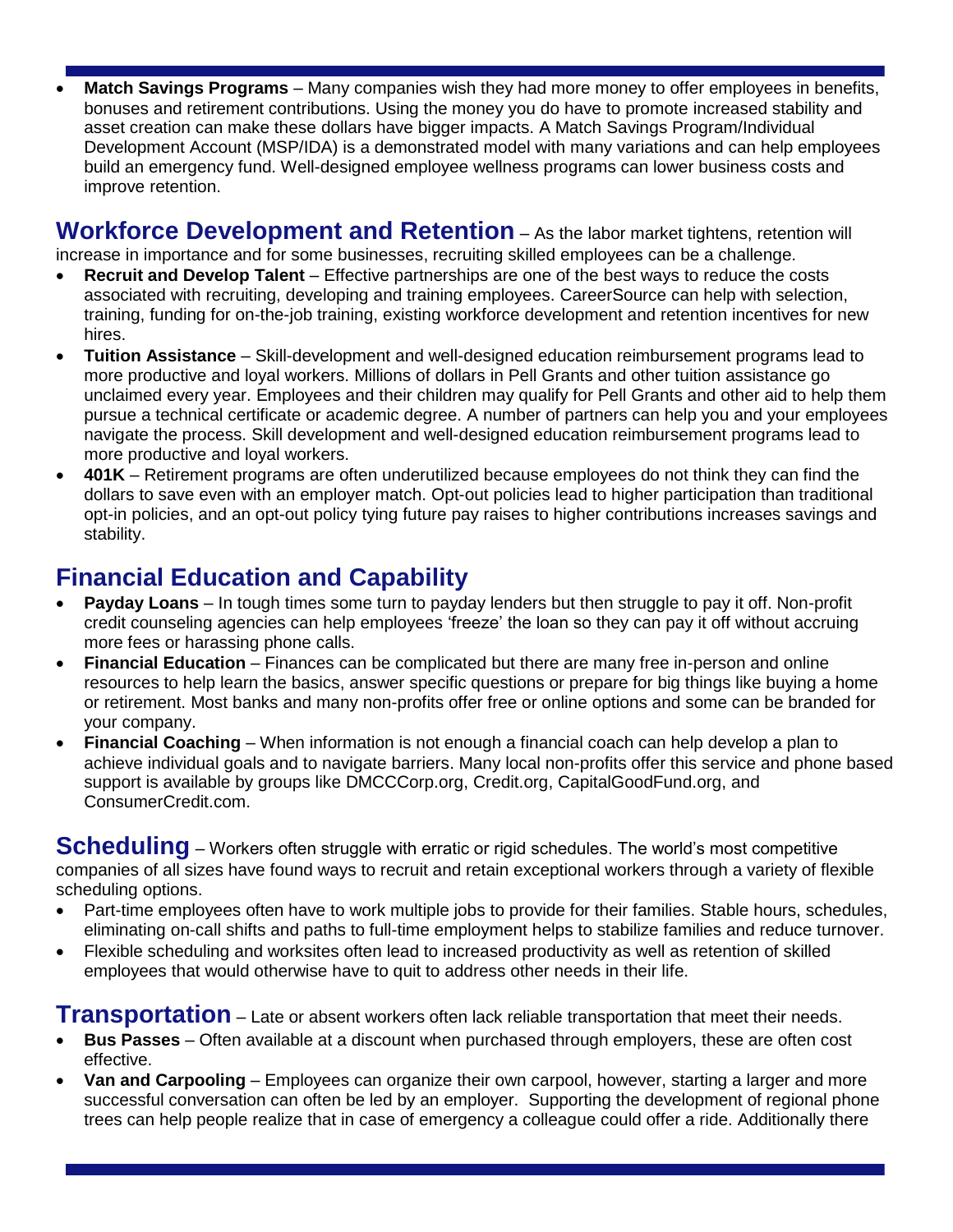- **Match Savings Programs** – Many companies wish they had more money to offer employees in benefits, bonuses and retirement contributions. Using the money you do have to promote increased stability and asset creation can make these dollars have bigger impacts. A Match Savings Program/Individual Development Account (MSP/IDA) is a demonstrated model with many variations and can help employees build an emergency fund. Well-designed employee wellness programs can lower business costs and improve retention.

## Workforce Development and Retention

– As the labor market tightens, retention will increase in importance and for some businesses, recruiting skilled employees can be a challenge.

- **Recruit and Develop Talent** – Effective partnerships are one of the best ways to reduce the costs associated with recruiting, developing and training employees. CareerSource can help with selection, training, funding for on-the-job training, existing workforce development and retention incentives for new hires.
- **Tuition Assistance** – Skill-development and well-designed education reimbursement programs lead to more productive and loyal workers. Millions of dollars in Pell Grants and other tuition assistance go unclaimed every year. Employees and their children may qualify for Pell Grants and other aid to help them pursue a technical certificate or academic degree. A number of partners can help you and your employees navigate the process. Skill development and well-designed education reimbursement programs lead to more productive and loyal workers.
- **401K** – Retirement programs are often underutilized because employees do not think they can find the dollars to save even with an employer match. Opt-out policies lead to higher participation than traditional opt-in policies, and an opt-out policy tying future pay raises to higher contributions increases savings and stability.

## Financial Education and Capability

- **Payday Loans** – In tough times some turn to payday lenders but then struggle to pay it off. Non-profit credit counseling agencies can help employees 'freeze' the loan so they can pay it off without accruing more fees or harassing phone calls.
- **Financial Education** – Finances can be complicated but there are many free in-person and online resources to help learn the basics, answer specific questions or prepare for big things like buying a home or retirement. Most banks and many non-profits offer free or online options and some can be branded for your company.
- **Financial Coaching** – When information is not enough a financial coach can help develop a plan to achieve individual goals and to navigate barriers. Many local non-profits offer this service and phone based support is available by groups like DMCCCorp.org, Credit.org, CapitalGoodFund.org, and ConsumerCredit.com.

## Scheduling

– Workers often struggle with erratic or rigid schedules. The world's most competitive companies of all sizes have found ways to recruit and retain exceptional workers through a variety of flexible scheduling options.

- Part-time employees often have to work multiple jobs to provide for their families. Stable hours, schedules, eliminating on-call shifts and paths to full-time employment helps to stabilize families and reduce turnover.
- Flexible scheduling and worksites often lead to increased productivity as well as retention of skilled employees that would otherwise have to quit to address other needs in their life.

## Transportation

– Late or absent workers often lack reliable transportation that meet their needs.

- **Bus Passes** – Often available at a discount when purchased through employers, these are often cost effective.
- **Van and Carpooling** – Employees can organize their own carpool, however, starting a larger and more successful conversation can often be led by an employer. Supporting the development of regional phone trees can help people realize that in case of emergency a colleague could offer a ride. Additionally there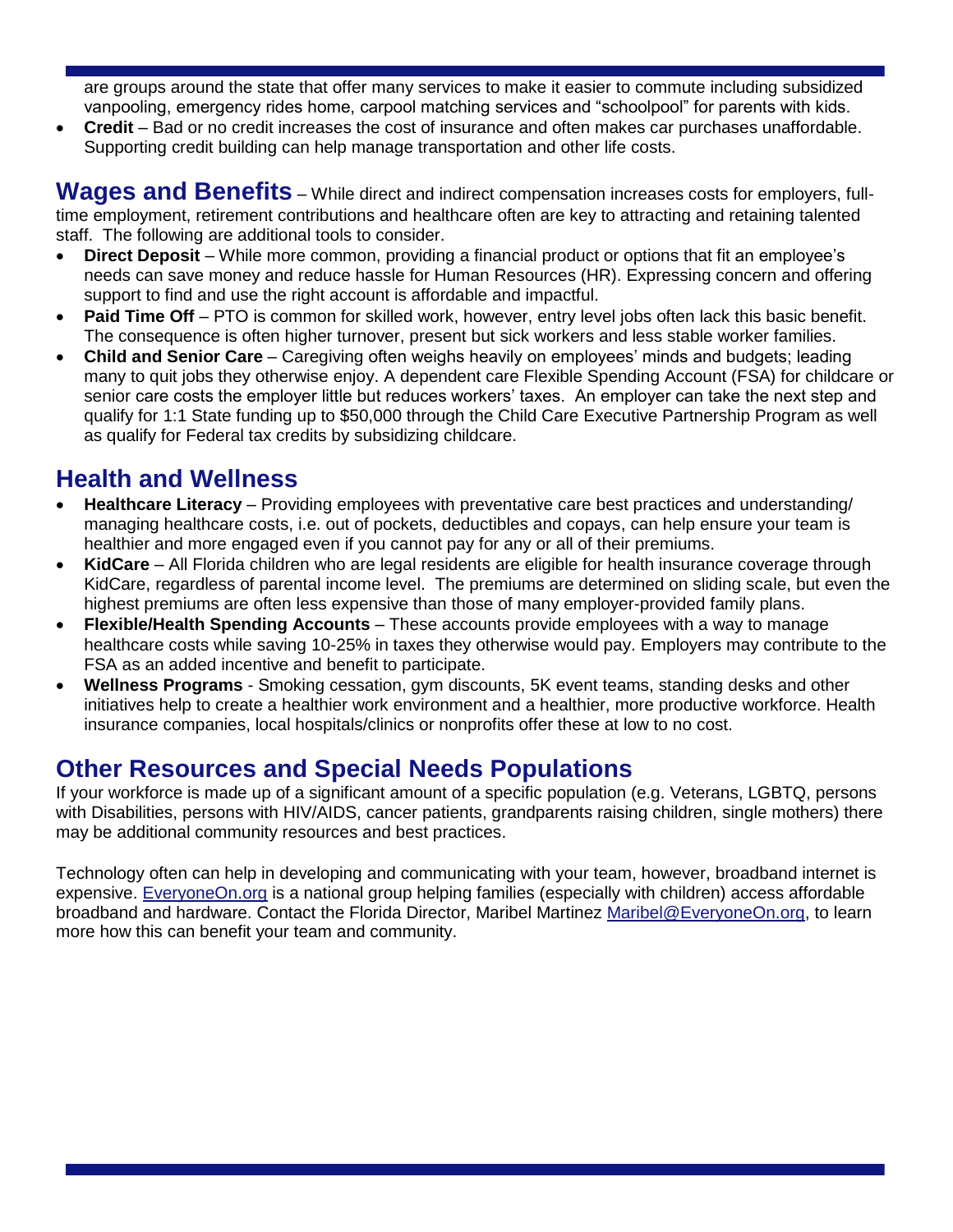are groups around the state that offer many services to make it easier to commute including subsidized vanpooling, emergency rides home, carpool matching services and "schoolpool" for parents with kids.

- **Credit** – Bad or no credit increases the cost of insurance and often makes car purchases unaffordable. Supporting credit building can help manage transportation and other life costs.

## Wages and Benefits

– While direct and indirect compensation increases costs for employers, full-time employment, retirement contributions and healthcare often are key to attracting and retaining talented staff. The following are additional tools to consider.

- **Direct Deposit** – While more common, providing a financial product or options that fit an employee's needs can save money and reduce hassle for Human Resources (HR). Expressing concern and offering support to find and use the right account is affordable and impactful.
- **Paid Time Off** – PTO is common for skilled work, however, entry level jobs often lack this basic benefit. The consequence is often higher turnover, present but sick workers and less stable worker families.
- **Child and Senior Care** – Caregiving often weighs heavily on employees' minds and budgets; leading many to quit jobs they otherwise enjoy. A dependent care Flexible Spending Account (FSA) for childcare or senior care costs the employer little but reduces workers' taxes. An employer can take the next step and qualify for 1:1 State funding up to $50,000 through the Child Care Executive Partnership Program as well as qualify for Federal tax credits by subsidizing childcare.

## Health and Wellness

- **Healthcare Literacy** – Providing employees with preventative care best practices and understanding/ managing healthcare costs, i.e. out of pockets, deductibles and copays, can help ensure your team is healthier and more engaged even if you cannot pay for any or all of their premiums.
- **KidCare** – All Florida children who are legal residents are eligible for health insurance coverage through KidCare, regardless of parental income level. The premiums are determined on sliding scale, but even the highest premiums are often less expensive than those of many employer-provided family plans.
- **Flexible/Health Spending Accounts** – These accounts provide employees with a way to manage healthcare costs while saving 10-25% in taxes they otherwise would pay. Employers may contribute to the FSA as an added incentive and benefit to participate.
- **Wellness Programs** - Smoking cessation, gym discounts, 5K event teams, standing desks and other initiatives help to create a healthier work environment and a healthier, more productive workforce. Health insurance companies, local hospitals/clinics or nonprofits offer these at low to no cost.

## Other Resources and Special Needs Populations

If your workforce is made up of a significant amount of a specific population (e.g. Veterans, LGBTQ, persons with Disabilities, persons with HIV/AIDS, cancer patients, grandparents raising children, single mothers) there may be additional community resources and best practices.

Technology often can help in developing and communicating with your team, however, broadband internet is expensive. [EveryoneOn.org](EveryoneOn.org) is a national group helping families (especially with children) access affordable broadband and hardware. Contact the Florida Director, Maribel Martinez [Maribel@EveryoneOn.org](mailto:Maribel@EveryoneOn.org), to learn more how this can benefit your team and community.